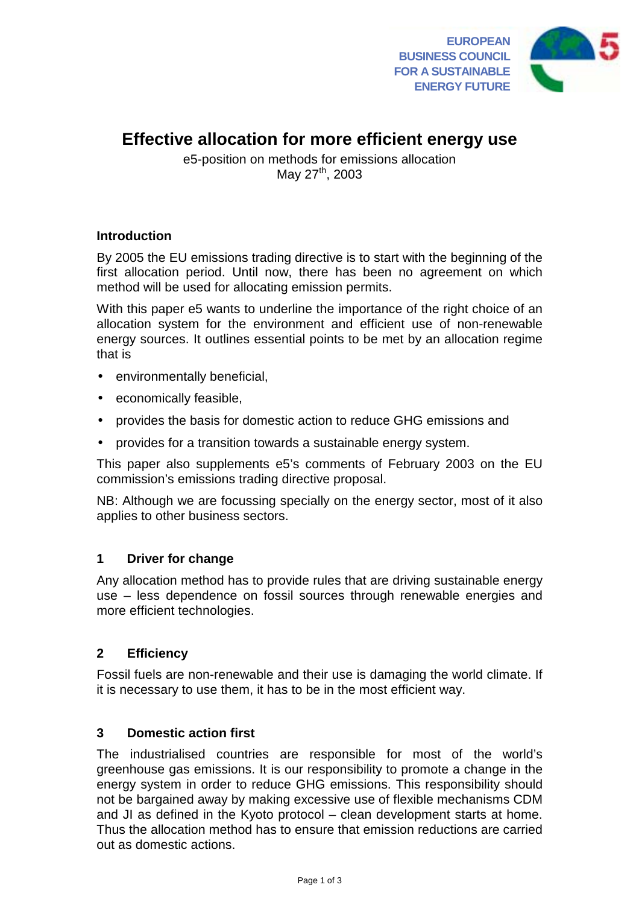EUROPEAN BUSINESS COUNCIL FOR A SUSTAINABLE ENERGY FUTURE

# Effective allocation for more efficient energy use

e5-position on methods for emissions allocation
May 27th, 2003

## Introduction

By 2005 the EU emissions trading directive is to start with the beginning of the first allocation period. Until now, there has been no agreement on which method will be used for allocating emission permits.

With this paper e5 wants to underline the importance of the right choice of an allocation system for the environment and efficient use of non-renewable energy sources. It outlines essential points to be met by an allocation regime that is

- environmentally beneficial,
- economically feasible,
- provides the basis for domestic action to reduce GHG emissions and
- provides for a transition towards a sustainable energy system.

This paper also supplements e5's comments of February 2003 on the EU commission's emissions trading directive proposal.

NB: Although we are focussing specially on the energy sector, most of it also applies to other business sectors.

## 1 Driver for change

Any allocation method has to provide rules that are driving sustainable energy use – less dependence on fossil sources through renewable energies and more efficient technologies.

## 2 Efficiency

Fossil fuels are non-renewable and their use is damaging the world climate. If it is necessary to use them, it has to be in the most efficient way.

## 3 Domestic action first

The industrialised countries are responsible for most of the world's greenhouse gas emissions. It is our responsibility to promote a change in the energy system in order to reduce GHG emissions. This responsibility should not be bargained away by making excessive use of flexible mechanisms CDM and JI as defined in the Kyoto protocol – clean development starts at home. Thus the allocation method has to ensure that emission reductions are carried out as domestic actions.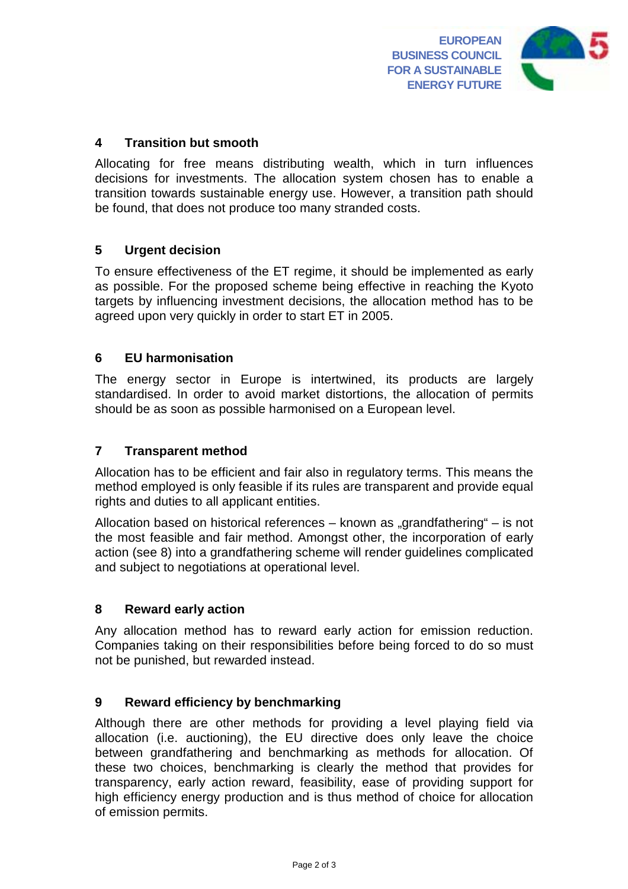## 4 Transition but smooth

Allocating for free means distributing wealth, which in turn influences decisions for investments. The allocation system chosen has to enable a transition towards sustainable energy use. However, a transition path should be found, that does not produce too many stranded costs.

## 5 Urgent decision

To ensure effectiveness of the ET regime, it should be implemented as early as possible. For the proposed scheme being effective in reaching the Kyoto targets by influencing investment decisions, the allocation method has to be agreed upon very quickly in order to start ET in 2005.

## 6 EU harmonisation

The energy sector in Europe is intertwined, its products are largely standardised. In order to avoid market distortions, the allocation of permits should be as soon as possible harmonised on a European level.

## 7 Transparent method

Allocation has to be efficient and fair also in regulatory terms. This means the method employed is only feasible if its rules are transparent and provide equal rights and duties to all applicant entities.

Allocation based on historical references – known as „grandfathering" – is not the most feasible and fair method. Amongst other, the incorporation of early action (see 8) into a grandfathering scheme will render guidelines complicated and subject to negotiations at operational level.

## 8 Reward early action

Any allocation method has to reward early action for emission reduction. Companies taking on their responsibilities before being forced to do so must not be punished, but rewarded instead.

## 9 Reward efficiency by benchmarking

Although there are other methods for providing a level playing field via allocation (i.e. auctioning), the EU directive does only leave the choice between grandfathering and benchmarking as methods for allocation. Of these two choices, benchmarking is clearly the method that provides for transparency, early action reward, feasibility, ease of providing support for high efficiency energy production and is thus method of choice for allocation of emission permits.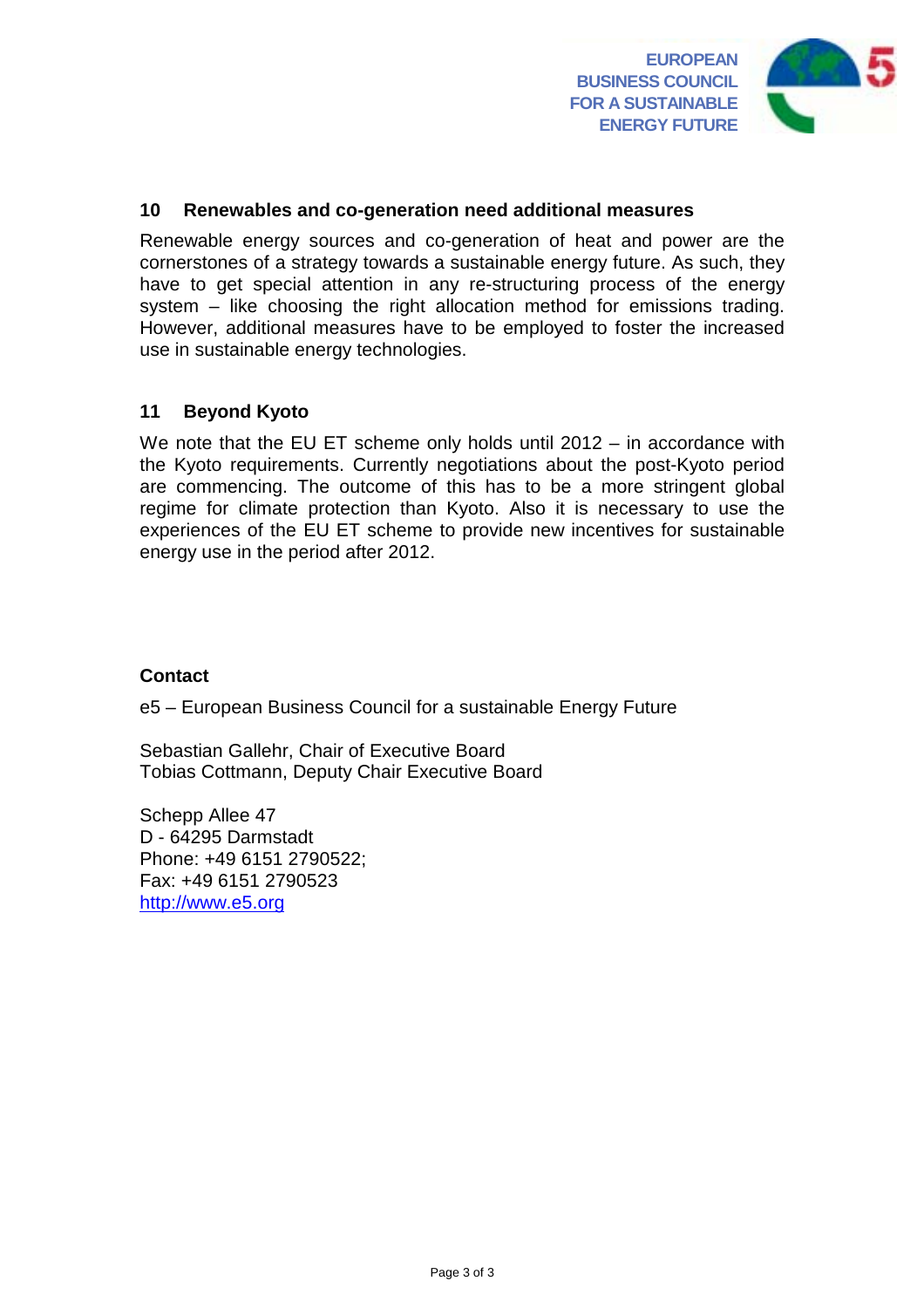## 10 Renewables and co-generation need additional measures

Renewable energy sources and co-generation of heat and power are the cornerstones of a strategy towards a sustainable energy future. As such, they have to get special attention in any re-structuring process of the energy system – like choosing the right allocation method for emissions trading. However, additional measures have to be employed to foster the increased use in sustainable energy technologies.

## 11 Beyond Kyoto

We note that the EU ET scheme only holds until 2012 – in accordance with the Kyoto requirements. Currently negotiations about the post-Kyoto period are commencing. The outcome of this has to be a more stringent global regime for climate protection than Kyoto. Also it is necessary to use the experiences of the EU ET scheme to provide new incentives for sustainable energy use in the period after 2012.

**Contact**

e5 – European Business Council for a sustainable Energy Future

Sebastian Gallehr, Chair of Executive Board
Tobias Cottmann, Deputy Chair Executive Board

Schepp Allee 47
D - 64295 Darmstadt
Phone: +49 6151 2790522;
Fax: +49 6151 2790523
http://www.e5.org